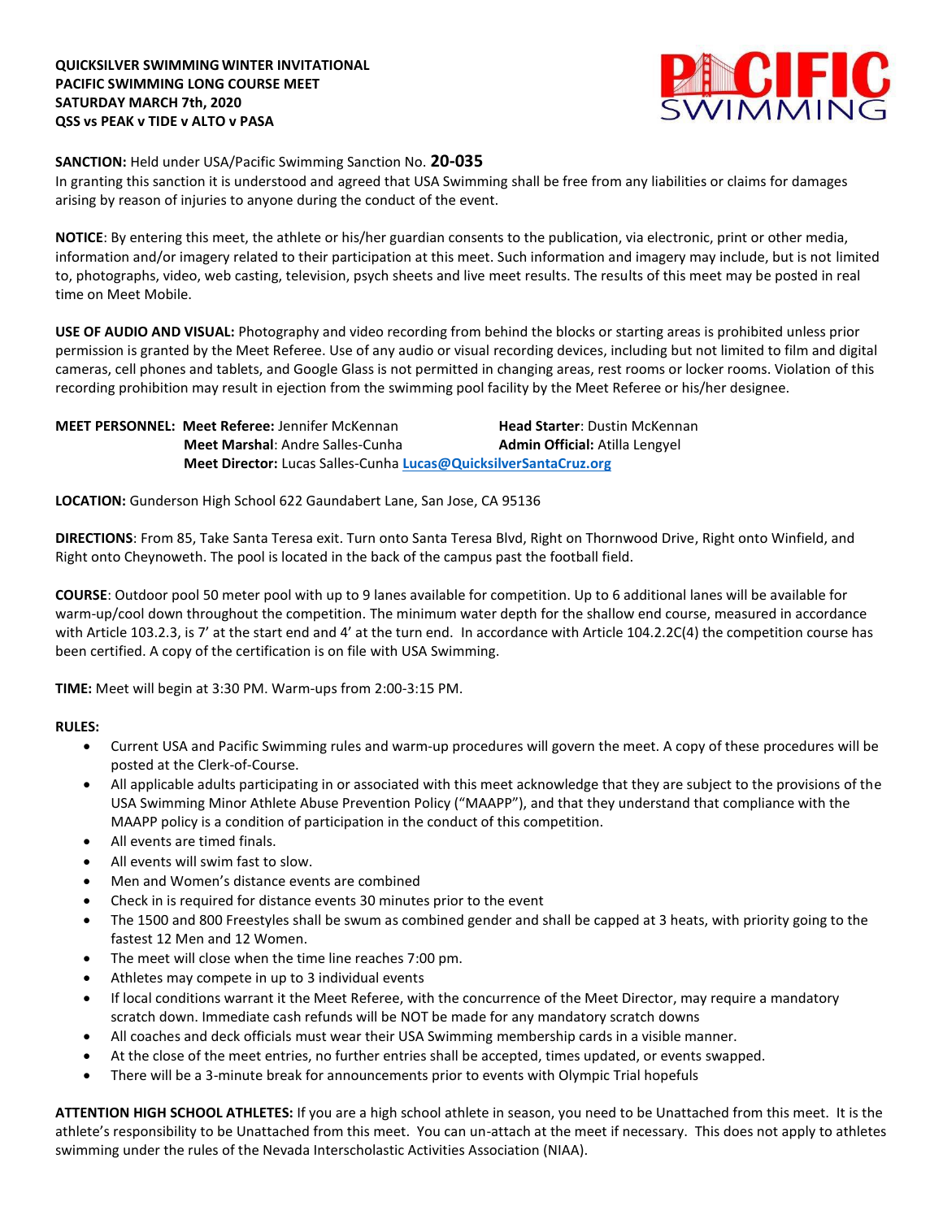**QUICKSILVER SWIMMING WINTER INVITATIONAL**
**PACIFIC SWIMMING LONG COURSE MEET**
**SATURDAY MARCH 7th, 2020**
**QSS vs PEAK v TIDE v ALTO v PASA**

**SANCTION:** Held under USA/Pacific Swimming Sanction No. **20-035**
In granting this sanction it is understood and agreed that USA Swimming shall be free from any liabilities or claims for damages arising by reason of injuries to anyone during the conduct of the event.

**NOTICE**: By entering this meet, the athlete or his/her guardian consents to the publication, via electronic, print or other media, information and/or imagery related to their participation at this meet. Such information and imagery may include, but is not limited to, photographs, video, web casting, television, psych sheets and live meet results. The results of this meet may be posted in real time on Meet Mobile.

**USE OF AUDIO AND VISUAL:** Photography and video recording from behind the blocks or starting areas is prohibited unless prior permission is granted by the Meet Referee. Use of any audio or visual recording devices, including but not limited to film and digital cameras, cell phones and tablets, and Google Glass is not permitted in changing areas, rest rooms or locker rooms. Violation of this recording prohibition may result in ejection from the swimming pool facility by the Meet Referee or his/her designee.

**MEET PERSONNEL:** **Meet Referee:** Jennifer McKennan **Head Starter**: Dustin McKennan
**Meet Marshal**: Andre Salles-Cunha **Admin Official:** Atilla Lengyel
**Meet Director:** Lucas Salles-Cunha **Lucas@QuicksilverSantaCruz.org**

**LOCATION:** Gunderson High School 622 Gaundabert Lane, San Jose, CA 95136

**DIRECTIONS**: From 85, Take Santa Teresa exit. Turn onto Santa Teresa Blvd, Right on Thornwood Drive, Right onto Winfield, and Right onto Cheynoweth. The pool is located in the back of the campus past the football field.

**COURSE**: Outdoor pool 50 meter pool with up to 9 lanes available for competition. Up to 6 additional lanes will be available for warm-up/cool down throughout the competition. The minimum water depth for the shallow end course, measured in accordance with Article 103.2.3, is 7' at the start end and 4' at the turn end. In accordance with Article 104.2.2C(4) the competition course has been certified. A copy of the certification is on file with USA Swimming.

**TIME:** Meet will begin at 3:30 PM. Warm-ups from 2:00-3:15 PM.

**RULES:**

- Current USA and Pacific Swimming rules and warm-up procedures will govern the meet. A copy of these procedures will be posted at the Clerk-of-Course.
- All applicable adults participating in or associated with this meet acknowledge that they are subject to the provisions of the USA Swimming Minor Athlete Abuse Prevention Policy ("MAAPP"), and that they understand that compliance with the MAAPP policy is a condition of participation in the conduct of this competition.
- All events are timed finals.
- All events will swim fast to slow.
- Men and Women's distance events are combined
- Check in is required for distance events 30 minutes prior to the event
- The 1500 and 800 Freestyles shall be swum as combined gender and shall be capped at 3 heats, with priority going to the fastest 12 Men and 12 Women.
- The meet will close when the time line reaches 7:00 pm.
- Athletes may compete in up to 3 individual events
- If local conditions warrant it the Meet Referee, with the concurrence of the Meet Director, may require a mandatory scratch down. Immediate cash refunds will be NOT be made for any mandatory scratch downs
- All coaches and deck officials must wear their USA Swimming membership cards in a visible manner.
- At the close of the meet entries, no further entries shall be accepted, times updated, or events swapped.
- There will be a 3-minute break for announcements prior to events with Olympic Trial hopefuls

**ATTENTION HIGH SCHOOL ATHLETES:** If you are a high school athlete in season, you need to be Unattached from this meet. It is the athlete's responsibility to be Unattached from this meet. You can un-attach at the meet if necessary. This does not apply to athletes swimming under the rules of the Nevada Interscholastic Activities Association (NIAA).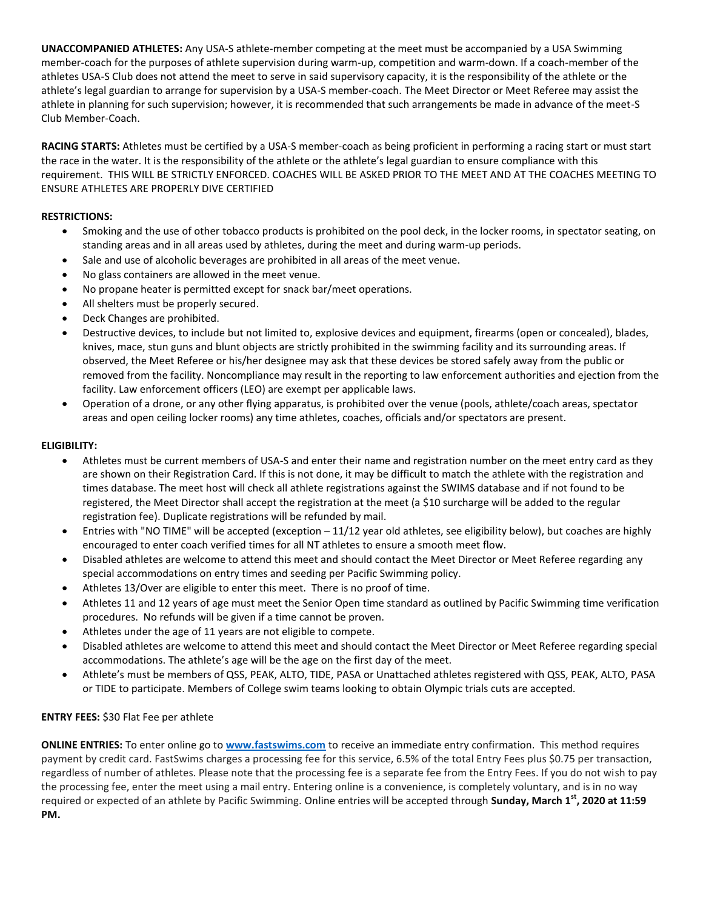**UNACCOMPANIED ATHLETES:** Any USA-S athlete-member competing at the meet must be accompanied by a USA Swimming member-coach for the purposes of athlete supervision during warm-up, competition and warm-down. If a coach-member of the athletes USA-S Club does not attend the meet to serve in said supervisory capacity, it is the responsibility of the athlete or the athlete's legal guardian to arrange for supervision by a USA-S member-coach. The Meet Director or Meet Referee may assist the athlete in planning for such supervision; however, it is recommended that such arrangements be made in advance of the meet-S Club Member-Coach.

**RACING STARTS:** Athletes must be certified by a USA-S member-coach as being proficient in performing a racing start or must start the race in the water. It is the responsibility of the athlete or the athlete's legal guardian to ensure compliance with this requirement. THIS WILL BE STRICTLY ENFORCED. COACHES WILL BE ASKED PRIOR TO THE MEET AND AT THE COACHES MEETING TO ENSURE ATHLETES ARE PROPERLY DIVE CERTIFIED

**RESTRICTIONS:**

- Smoking and the use of other tobacco products is prohibited on the pool deck, in the locker rooms, in spectator seating, on standing areas and in all areas used by athletes, during the meet and during warm-up periods.
- Sale and use of alcoholic beverages are prohibited in all areas of the meet venue.
- No glass containers are allowed in the meet venue.
- No propane heater is permitted except for snack bar/meet operations.
- All shelters must be properly secured.
- Deck Changes are prohibited.
- Destructive devices, to include but not limited to, explosive devices and equipment, firearms (open or concealed), blades, knives, mace, stun guns and blunt objects are strictly prohibited in the swimming facility and its surrounding areas. If observed, the Meet Referee or his/her designee may ask that these devices be stored safely away from the public or removed from the facility. Noncompliance may result in the reporting to law enforcement authorities and ejection from the facility. Law enforcement officers (LEO) are exempt per applicable laws.
- Operation of a drone, or any other flying apparatus, is prohibited over the venue (pools, athlete/coach areas, spectator areas and open ceiling locker rooms) any time athletes, coaches, officials and/or spectators are present.

**ELIGIBILITY:**

- Athletes must be current members of USA-S and enter their name and registration number on the meet entry card as they are shown on their Registration Card. If this is not done, it may be difficult to match the athlete with the registration and times database. The meet host will check all athlete registrations against the SWIMS database and if not found to be registered, the Meet Director shall accept the registration at the meet (a $10 surcharge will be added to the regular registration fee). Duplicate registrations will be refunded by mail.
- Entries with "NO TIME" will be accepted (exception – 11/12 year old athletes, see eligibility below), but coaches are highly encouraged to enter coach verified times for all NT athletes to ensure a smooth meet flow.
- Disabled athletes are welcome to attend this meet and should contact the Meet Director or Meet Referee regarding any special accommodations on entry times and seeding per Pacific Swimming policy.
- Athletes 13/Over are eligible to enter this meet. There is no proof of time.
- Athletes 11 and 12 years of age must meet the Senior Open time standard as outlined by Pacific Swimming time verification procedures. No refunds will be given if a time cannot be proven.
- Athletes under the age of 11 years are not eligible to compete.
- Disabled athletes are welcome to attend this meet and should contact the Meet Director or Meet Referee regarding special accommodations. The athlete's age will be the age on the first day of the meet.
- Athlete's must be members of QSS, PEAK, ALTO, TIDE, PASA or Unattached athletes registered with QSS, PEAK, ALTO, PASA or TIDE to participate. Members of College swim teams looking to obtain Olympic trials cuts are accepted.

**ENTRY FEES:** $30 Flat Fee per athlete

**ONLINE ENTRIES:** To enter online go to **www.fastswims.com** to receive an immediate entry confirmation. This method requires payment by credit card. FastSwims charges a processing fee for this service, 6.5% of the total Entry Fees plus $0.75 per transaction, regardless of number of athletes. Please note that the processing fee is a separate fee from the Entry Fees. If you do not wish to pay the processing fee, enter the meet using a mail entry. Entering online is a convenience, is completely voluntary, and is in no way required or expected of an athlete by Pacific Swimming. Online entries will be accepted through **Sunday, March 1st, 2020 at 11:59 PM.**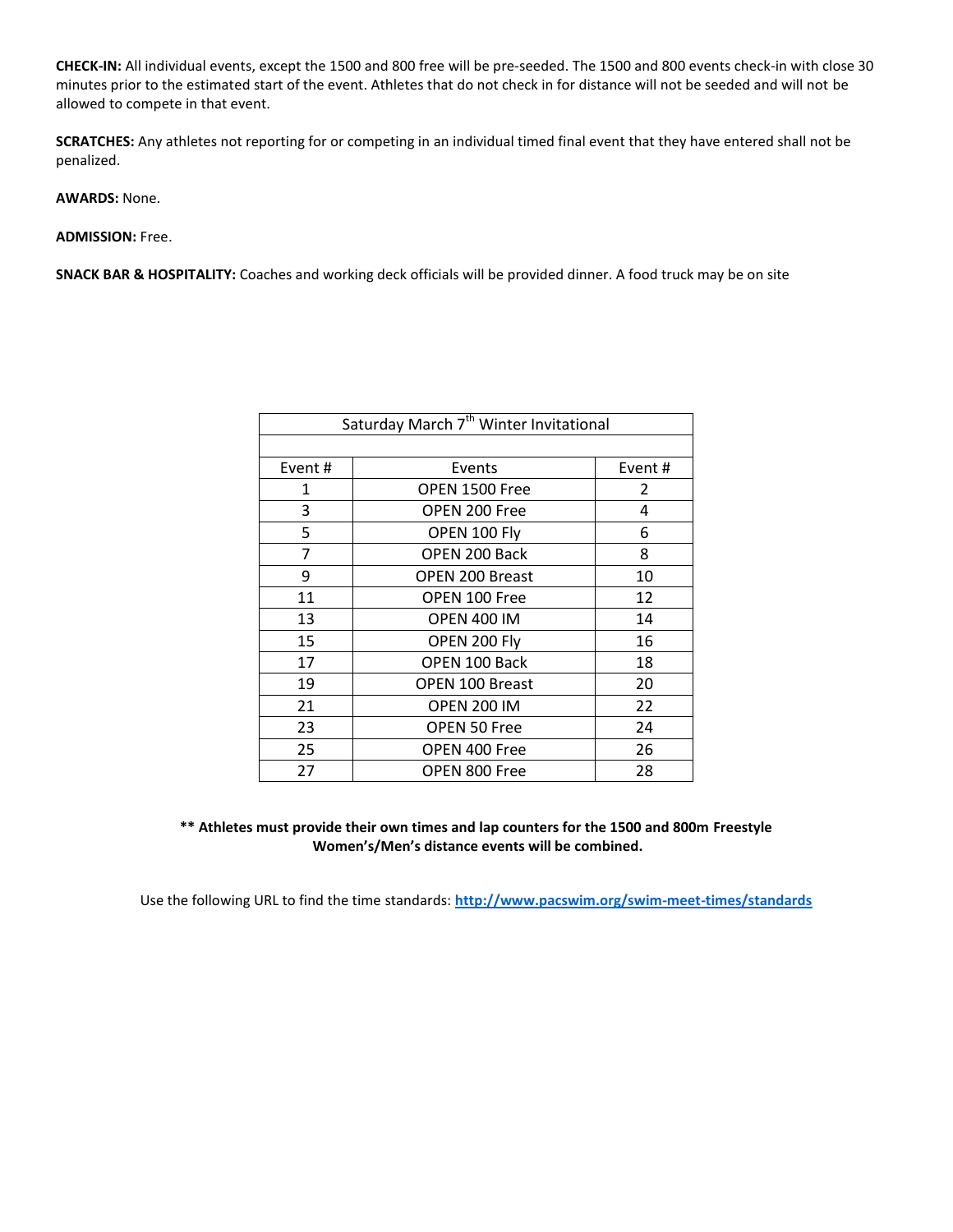**CHECK-IN:** All individual events, except the 1500 and 800 free will be pre-seeded. The 1500 and 800 events check-in with close 30 minutes prior to the estimated start of the event. Athletes that do not check in for distance will not be seeded and will not be allowed to compete in that event.

**SCRATCHES:** Any athletes not reporting for or competing in an individual timed final event that they have entered shall not be penalized.

**AWARDS:** None.

**ADMISSION:** Free.

**SNACK BAR & HOSPITALITY:** Coaches and working deck officials will be provided dinner. A food truck may be on site

| Saturday March 7th Winter Invitational | | |
|---|---|---|
| | | |
| Event # | Events | Event # |
| 1 | OPEN 1500 Free | 2 |
| 3 | OPEN 200 Free | 4 |
| 5 | OPEN 100 Fly | 6 |
| 7 | OPEN 200 Back | 8 |
| 9 | OPEN 200 Breast | 10 |
| 11 | OPEN 100 Free | 12 |
| 13 | OPEN 400 IM | 14 |
| 15 | OPEN 200 Fly | 16 |
| 17 | OPEN 100 Back | 18 |
| 19 | OPEN 100 Breast | 20 |
| 21 | OPEN 200 IM | 22 |
| 23 | OPEN 50 Free | 24 |
| 25 | OPEN 400 Free | 26 |
| 27 | OPEN 800 Free | 28 |

**** Athletes must provide their own times and lap counters for the 1500 and 800m Freestyle Women's/Men's distance events will be combined.**

Use the following URL to find the time standards: **http://www.pacswim.org/swim-meet-times/standards**